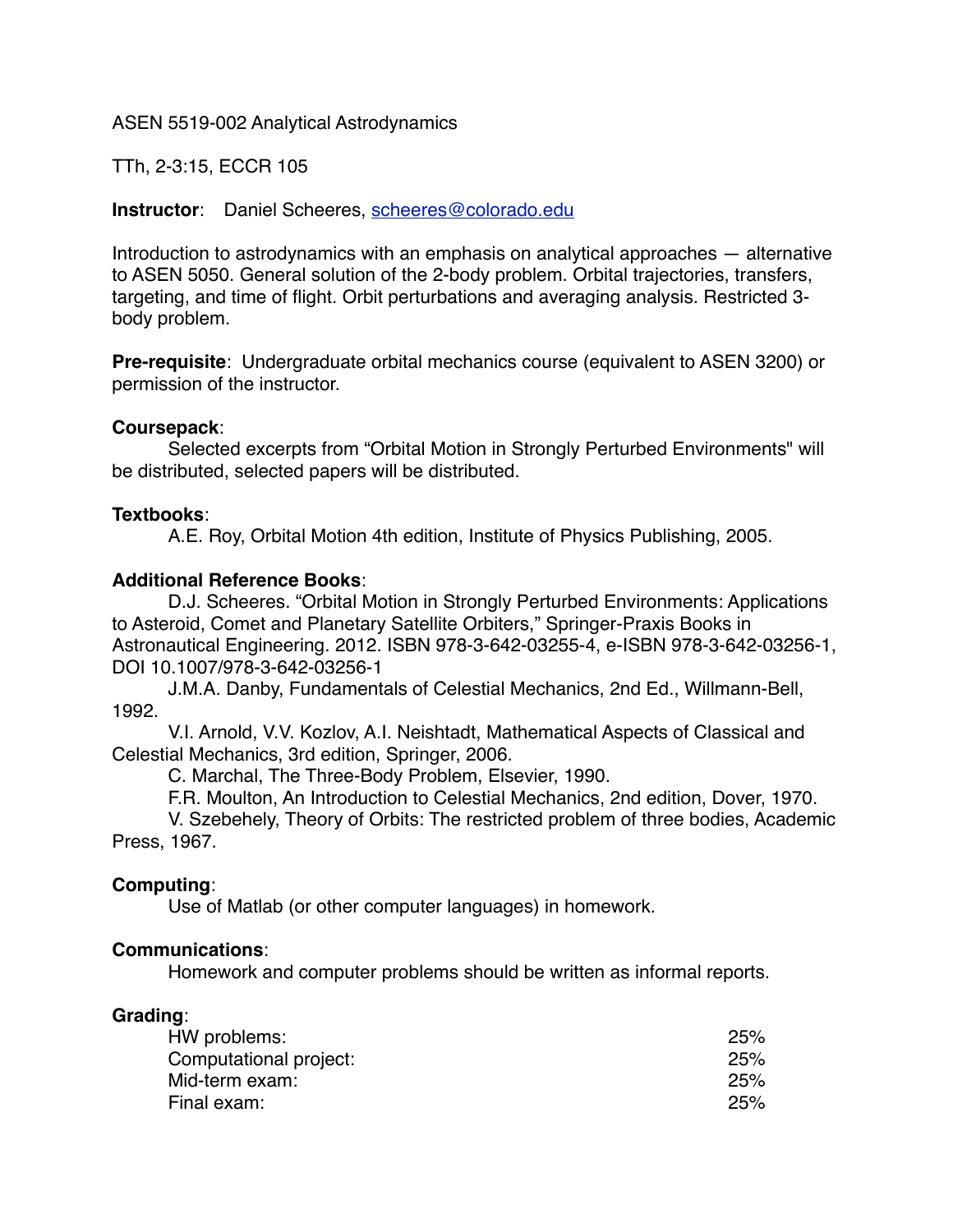ASEN 5519-002 Analytical Astrodynamics

TTh, 2-3:15, ECCR 105

**Instructor**: Daniel Scheeres, scheeres@colorado.edu

Introduction to astrodynamics with an emphasis on analytical approaches — alternative to ASEN 5050. General solution of the 2-body problem. Orbital trajectories, transfers, targeting, and time of flight. Orbit perturbations and averaging analysis. Restricted 3-body problem.

**Pre-requisite**: Undergraduate orbital mechanics course (equivalent to ASEN 3200) or permission of the instructor.

**Coursepack**:

Selected excerpts from "Orbital Motion in Strongly Perturbed Environments" will be distributed, selected papers will be distributed.

**Textbooks**:

A.E. Roy, Orbital Motion 4th edition, Institute of Physics Publishing, 2005.

**Additional Reference Books**:

D.J. Scheeres. "Orbital Motion in Strongly Perturbed Environments: Applications to Asteroid, Comet and Planetary Satellite Orbiters," Springer-Praxis Books in Astronautical Engineering. 2012. ISBN 978-3-642-03255-4, e-ISBN 978-3-642-03256-1, DOI 10.1007/978-3-642-03256-1

J.M.A. Danby, Fundamentals of Celestial Mechanics, 2nd Ed., Willmann-Bell, 1992.

V.I. Arnold, V.V. Kozlov, A.I. Neishtadt, Mathematical Aspects of Classical and Celestial Mechanics, 3rd edition, Springer, 2006.

C. Marchal, The Three-Body Problem, Elsevier, 1990.

F.R. Moulton, An Introduction to Celestial Mechanics, 2nd edition, Dover, 1970.

V. Szebehely, Theory of Orbits: The restricted problem of three bodies, Academic Press, 1967.

**Computing**:

Use of Matlab (or other computer languages) in homework.

**Communications**:

Homework and computer problems should be written as informal reports.

**Grading**:

| | |
|---|---|
| HW problems: | 25% |
| Computational project: | 25% |
| Mid-term exam: | 25% |
| Final exam: | 25% |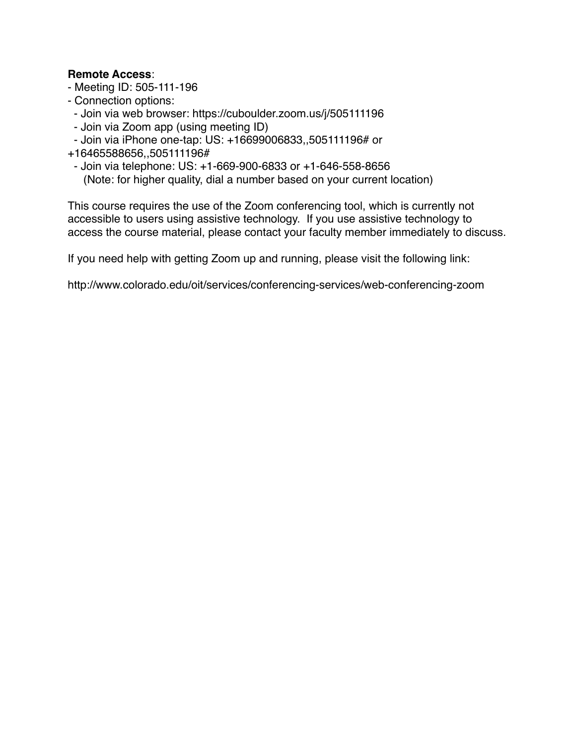**Remote Access**:

- Meeting ID: 505-111-196
- Connection options:
  - Join via web browser: https://cuboulder.zoom.us/j/505111196
  - Join via Zoom app (using meeting ID)
  - Join via iPhone one-tap: US: +16699006833,,505111196# or +16465588656,,505111196#
  - Join via telephone: US: +1-669-900-6833 or +1-646-558-8656
    (Note: for higher quality, dial a number based on your current location)

This course requires the use of the Zoom conferencing tool, which is currently not accessible to users using assistive technology. If you use assistive technology to access the course material, please contact your faculty member immediately to discuss.

If you need help with getting Zoom up and running, please visit the following link:

http://www.colorado.edu/oit/services/conferencing-services/web-conferencing-zoom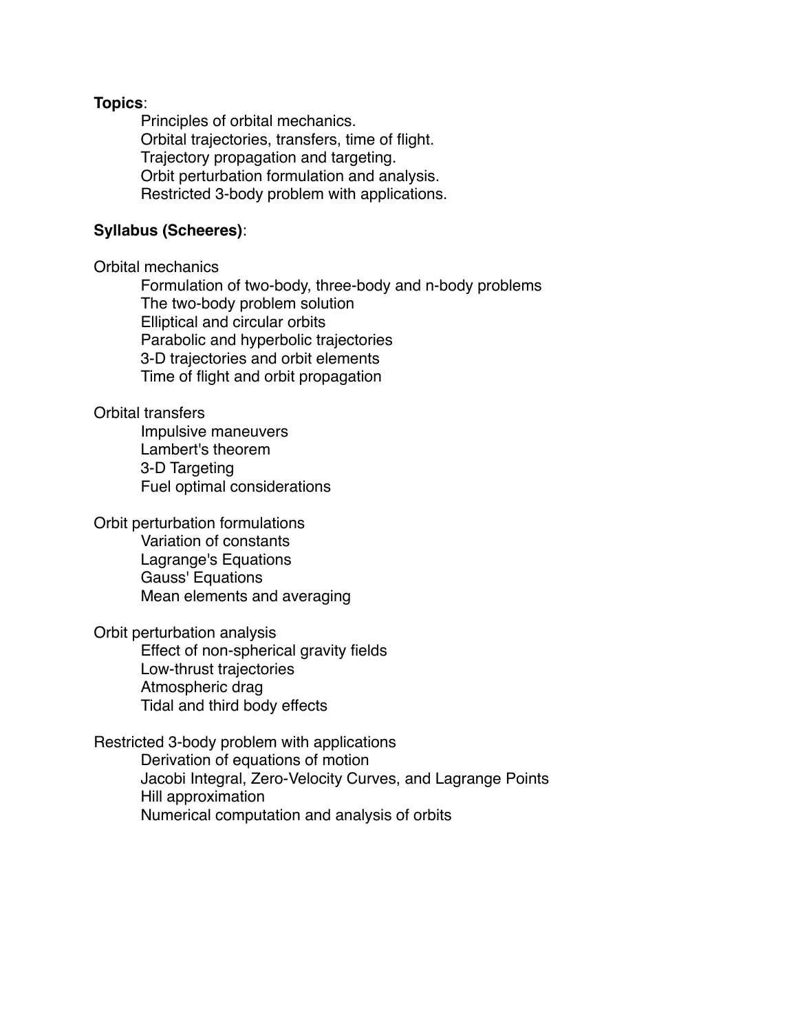**Topics**:

- Principles of orbital mechanics.
- Orbital trajectories, transfers, time of flight.
- Trajectory propagation and targeting.
- Orbit perturbation formulation and analysis.
- Restricted 3-body problem with applications.

**Syllabus (Scheeres)**:

Orbital mechanics

- Formulation of two-body, three-body and n-body problems
- The two-body problem solution
- Elliptical and circular orbits
- Parabolic and hyperbolic trajectories
- 3-D trajectories and orbit elements
- Time of flight and orbit propagation

Orbital transfers

- Impulsive maneuvers
- Lambert's theorem
- 3-D Targeting
- Fuel optimal considerations

Orbit perturbation formulations

- Variation of constants
- Lagrange's Equations
- Gauss' Equations
- Mean elements and averaging

Orbit perturbation analysis

- Effect of non-spherical gravity fields
- Low-thrust trajectories
- Atmospheric drag
- Tidal and third body effects

Restricted 3-body problem with applications

- Derivation of equations of motion
- Jacobi Integral, Zero-Velocity Curves, and Lagrange Points
- Hill approximation
- Numerical computation and analysis of orbits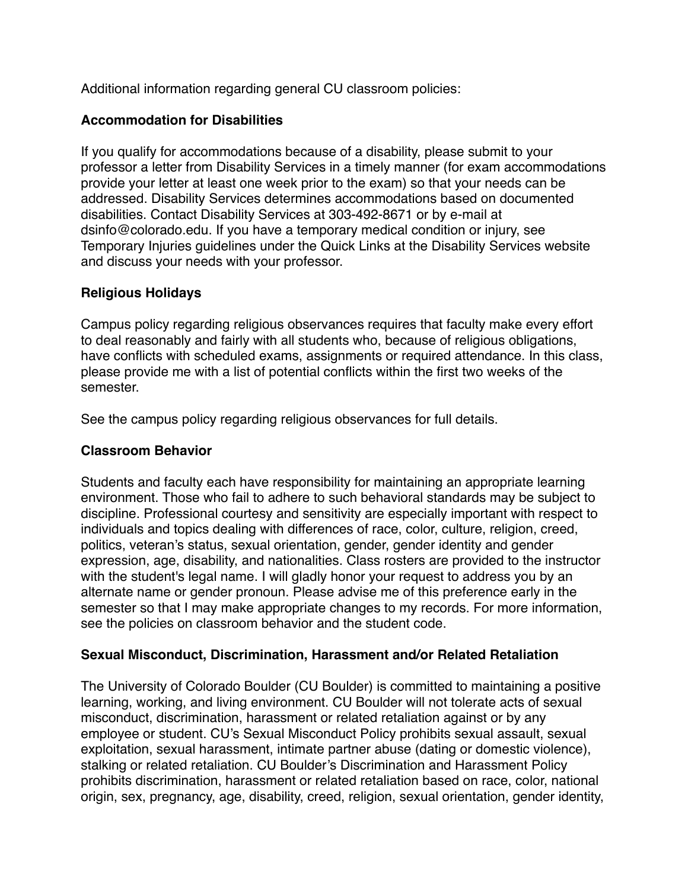Additional information regarding general CU classroom policies:

**Accommodation for Disabilities**

If you qualify for accommodations because of a disability, please submit to your professor a letter from Disability Services in a timely manner (for exam accommodations provide your letter at least one week prior to the exam) so that your needs can be addressed. Disability Services determines accommodations based on documented disabilities. Contact Disability Services at 303-492-8671 or by e-mail at dsinfo@colorado.edu. If you have a temporary medical condition or injury, see Temporary Injuries guidelines under the Quick Links at the Disability Services website and discuss your needs with your professor.

**Religious Holidays**

Campus policy regarding religious observances requires that faculty make every effort to deal reasonably and fairly with all students who, because of religious obligations, have conflicts with scheduled exams, assignments or required attendance. In this class, please provide me with a list of potential conflicts within the first two weeks of the semester.

See the campus policy regarding religious observances for full details.

**Classroom Behavior**

Students and faculty each have responsibility for maintaining an appropriate learning environment. Those who fail to adhere to such behavioral standards may be subject to discipline. Professional courtesy and sensitivity are especially important with respect to individuals and topics dealing with differences of race, color, culture, religion, creed, politics, veteran's status, sexual orientation, gender, gender identity and gender expression, age, disability, and nationalities. Class rosters are provided to the instructor with the student's legal name. I will gladly honor your request to address you by an alternate name or gender pronoun. Please advise me of this preference early in the semester so that I may make appropriate changes to my records. For more information, see the policies on classroom behavior and the student code.

**Sexual Misconduct, Discrimination, Harassment and/or Related Retaliation**

The University of Colorado Boulder (CU Boulder) is committed to maintaining a positive learning, working, and living environment. CU Boulder will not tolerate acts of sexual misconduct, discrimination, harassment or related retaliation against or by any employee or student. CU's Sexual Misconduct Policy prohibits sexual assault, sexual exploitation, sexual harassment, intimate partner abuse (dating or domestic violence), stalking or related retaliation. CU Boulder's Discrimination and Harassment Policy prohibits discrimination, harassment or related retaliation based on race, color, national origin, sex, pregnancy, age, disability, creed, religion, sexual orientation, gender identity,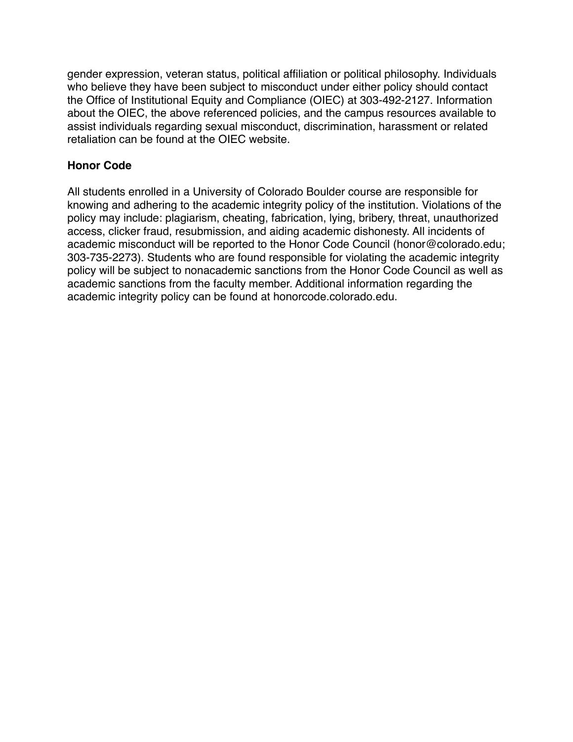gender expression, veteran status, political affiliation or political philosophy. Individuals who believe they have been subject to misconduct under either policy should contact the Office of Institutional Equity and Compliance (OIEC) at 303-492-2127. Information about the OIEC, the above referenced policies, and the campus resources available to assist individuals regarding sexual misconduct, discrimination, harassment or related retaliation can be found at the OIEC website.

**Honor Code**

All students enrolled in a University of Colorado Boulder course are responsible for knowing and adhering to the academic integrity policy of the institution. Violations of the policy may include: plagiarism, cheating, fabrication, lying, bribery, threat, unauthorized access, clicker fraud, resubmission, and aiding academic dishonesty. All incidents of academic misconduct will be reported to the Honor Code Council (honor@colorado.edu; 303-735-2273). Students who are found responsible for violating the academic integrity policy will be subject to nonacademic sanctions from the Honor Code Council as well as academic sanctions from the faculty member. Additional information regarding the academic integrity policy can be found at honorcode.colorado.edu.